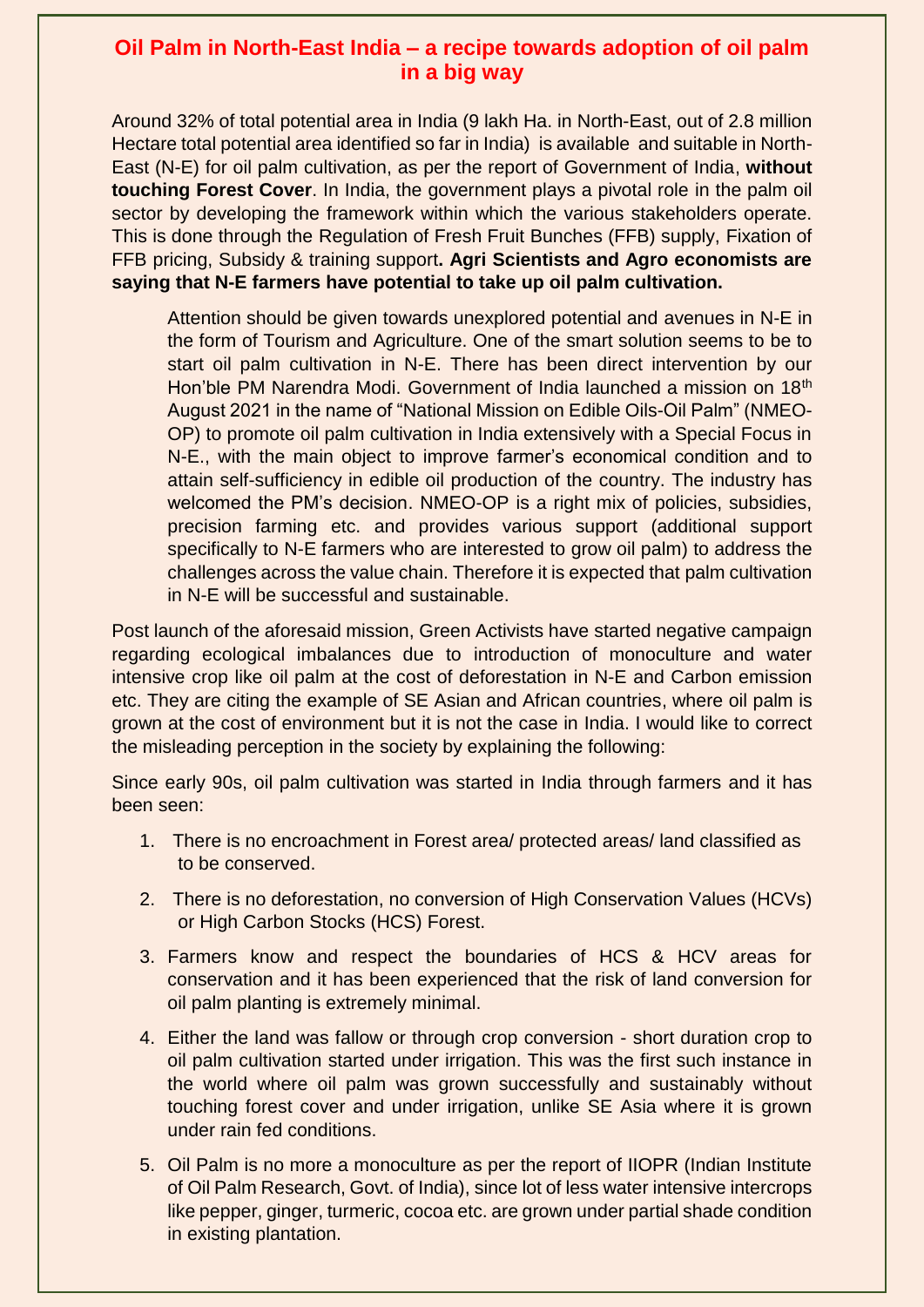# Oil Palm in North-East India – a recipe towards adoption of oil palm in a big way

Around 32% of total potential area in India (9 lakh Ha. in North-East, out of 2.8 million Hectare total potential area identified so far in India) is available and suitable in North-East (N-E) for oil palm cultivation, as per the report of Government of India, **without touching Forest Cover**. In India, the government plays a pivotal role in the palm oil sector by developing the framework within which the various stakeholders operate. This is done through the Regulation of Fresh Fruit Bunches (FFB) supply, Fixation of FFB pricing, Subsidy & training support**. Agri Scientists and Agro economists are saying that N-E farmers have potential to take up oil palm cultivation.**

> Attention should be given towards unexplored potential and avenues in N-E in the form of Tourism and Agriculture. One of the smart solution seems to be to start oil palm cultivation in N-E. There has been direct intervention by our Hon'ble PM Narendra Modi. Government of India launched a mission on 18th August 2021 in the name of "National Mission on Edible Oils-Oil Palm" (NMEO-OP) to promote oil palm cultivation in India extensively with a Special Focus in N-E., with the main object to improve farmer's economical condition and to attain self-sufficiency in edible oil production of the country. The industry has welcomed the PM's decision. NMEO-OP is a right mix of policies, subsidies, precision farming etc. and provides various support (additional support specifically to N-E farmers who are interested to grow oil palm) to address the challenges across the value chain. Therefore it is expected that palm cultivation in N-E will be successful and sustainable.

Post launch of the aforesaid mission, Green Activists have started negative campaign regarding ecological imbalances due to introduction of monoculture and water intensive crop like oil palm at the cost of deforestation in N-E and Carbon emission etc. They are citing the example of SE Asian and African countries, where oil palm is grown at the cost of environment but it is not the case in India. I would like to correct the misleading perception in the society by explaining the following:

Since early 90s, oil palm cultivation was started in India through farmers and it has been seen:

1. There is no encroachment in Forest area/ protected areas/ land classified as to be conserved.
2. There is no deforestation, no conversion of High Conservation Values (HCVs) or High Carbon Stocks (HCS) Forest.
3. Farmers know and respect the boundaries of HCS & HCV areas for conservation and it has been experienced that the risk of land conversion for oil palm planting is extremely minimal.
4. Either the land was fallow or through crop conversion - short duration crop to oil palm cultivation started under irrigation. This was the first such instance in the world where oil palm was grown successfully and sustainably without touching forest cover and under irrigation, unlike SE Asia where it is grown under rain fed conditions.
5. Oil Palm is no more a monoculture as per the report of IIOPR (Indian Institute of Oil Palm Research, Govt. of India), since lot of less water intensive intercrops like pepper, ginger, turmeric, cocoa etc. are grown under partial shade condition in existing plantation.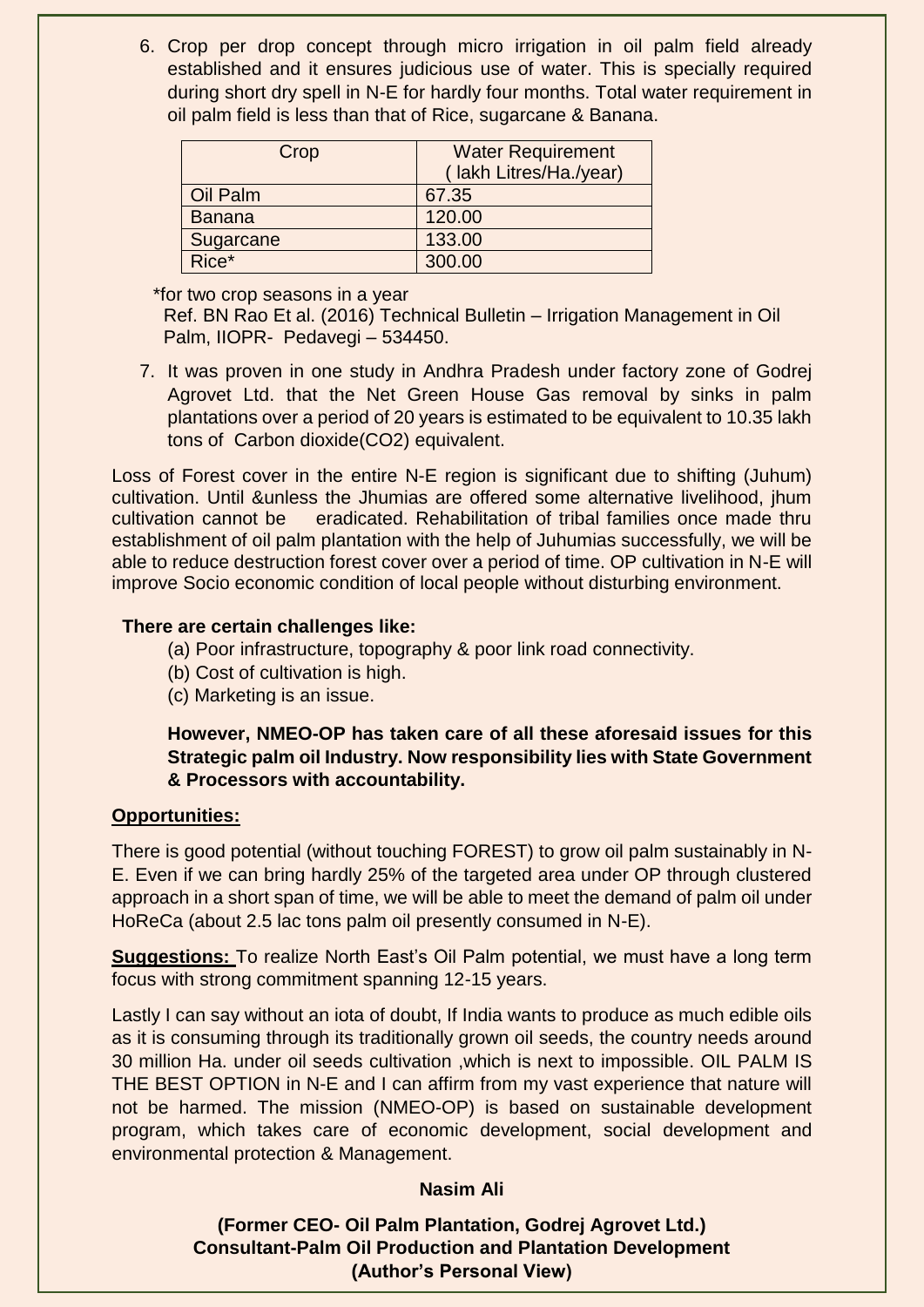6. Crop per drop concept through micro irrigation in oil palm field already established and it ensures judicious use of water. This is specially required during short dry spell in N-E for hardly four months. Total water requirement in oil palm field is less than that of Rice, sugarcane & Banana.

| Crop | Water Requirement ( lakh Litres/Ha./year) |
|---|---|
| Oil Palm | 67.35 |
| Banana | 120.00 |
| Sugarcane | 133.00 |
| Rice* | 300.00 |

*for two crop seasons in a year

Ref. BN Rao Et al. (2016) Technical Bulletin – Irrigation Management in Oil Palm, IIOPR- Pedavegi – 534450.

7. It was proven in one study in Andhra Pradesh under factory zone of Godrej Agrovet Ltd. that the Net Green House Gas removal by sinks in palm plantations over a period of 20 years is estimated to be equivalent to 10.35 lakh tons of Carbon dioxide($CO_2$) equivalent.

Loss of Forest cover in the entire N-E region is significant due to shifting (Juhum) cultivation. Until &unless the Jhumias are offered some alternative livelihood, jhum cultivation cannot be eradicated. Rehabilitation of tribal families once made thru establishment of oil palm plantation with the help of Juhumias successfully, we will be able to reduce destruction forest cover over a period of time. OP cultivation in N-E will improve Socio economic condition of local people without disturbing environment.

**There are certain challenges like:**

(a) Poor infrastructure, topography & poor link road connectivity.
(b) Cost of cultivation is high.
(c) Marketing is an issue.

**However, NMEO-OP has taken care of all these aforesaid issues for this Strategic palm oil Industry. Now responsibility lies with State Government & Processors with accountability.**

**Opportunities:**

There is good potential (without touching FOREST) to grow oil palm sustainably in N-E. Even if we can bring hardly 25% of the targeted area under OP through clustered approach in a short span of time, we will be able to meet the demand of palm oil under HoReCa (about 2.5 lac tons palm oil presently consumed in N-E).

**Suggestions:** To realize North East's Oil Palm potential, we must have a long term focus with strong commitment spanning 12-15 years.

Lastly I can say without an iota of doubt, If India wants to produce as much edible oils as it is consuming through its traditionally grown oil seeds, the country needs around 30 million Ha. under oil seeds cultivation ,which is next to impossible. OIL PALM IS THE BEST OPTION in N-E and I can affirm from my vast experience that nature will not be harmed. The mission (NMEO-OP) is based on sustainable development program, which takes care of economic development, social development and environmental protection & Management.

**Nasim Ali**

**(Former CEO- Oil Palm Plantation, Godrej Agrovet Ltd.)**
**Consultant-Palm Oil Production and Plantation Development**
**(Author's Personal View)**